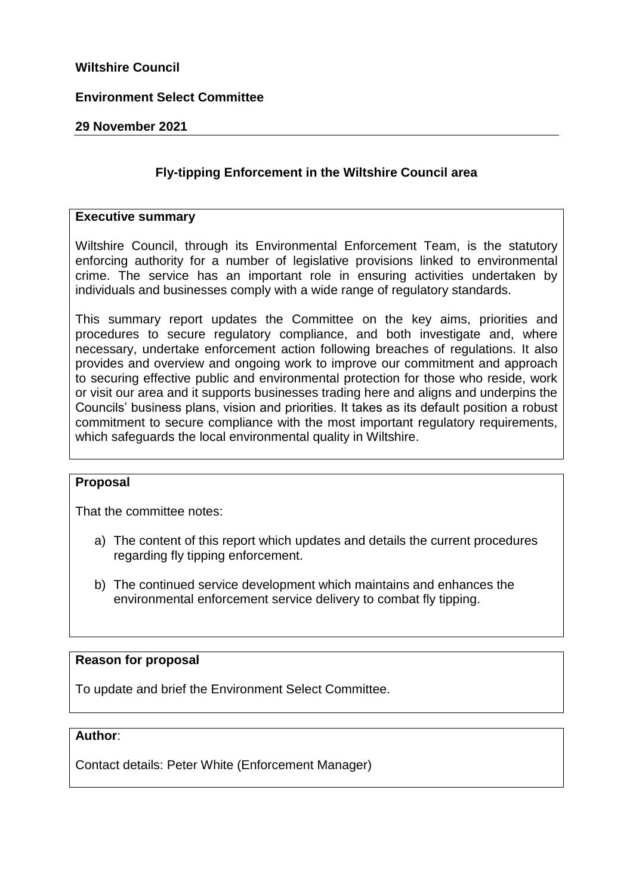**Wiltshire Council**

**Environment Select Committee**

**29 November 2021**

---

## Fly-tipping Enforcement in the Wiltshire Council area

**Executive summary**

Wiltshire Council, through its Environmental Enforcement Team, is the statutory enforcing authority for a number of legislative provisions linked to environmental crime. The service has an important role in ensuring activities undertaken by individuals and businesses comply with a wide range of regulatory standards.

This summary report updates the Committee on the key aims, priorities and procedures to secure regulatory compliance, and both investigate and, where necessary, undertake enforcement action following breaches of regulations. It also provides and overview and ongoing work to improve our commitment and approach to securing effective public and environmental protection for those who reside, work or visit our area and it supports businesses trading here and aligns and underpins the Councils' business plans, vision and priorities. It takes as its default position a robust commitment to secure compliance with the most important regulatory requirements, which safeguards the local environmental quality in Wiltshire.

**Proposal**

That the committee notes:

a) The content of this report which updates and details the current procedures regarding fly tipping enforcement.

b) The continued service development which maintains and enhances the environmental enforcement service delivery to combat fly tipping.

**Reason for proposal**

To update and brief the Environment Select Committee.

**Author**:

Contact details: Peter White (Enforcement Manager)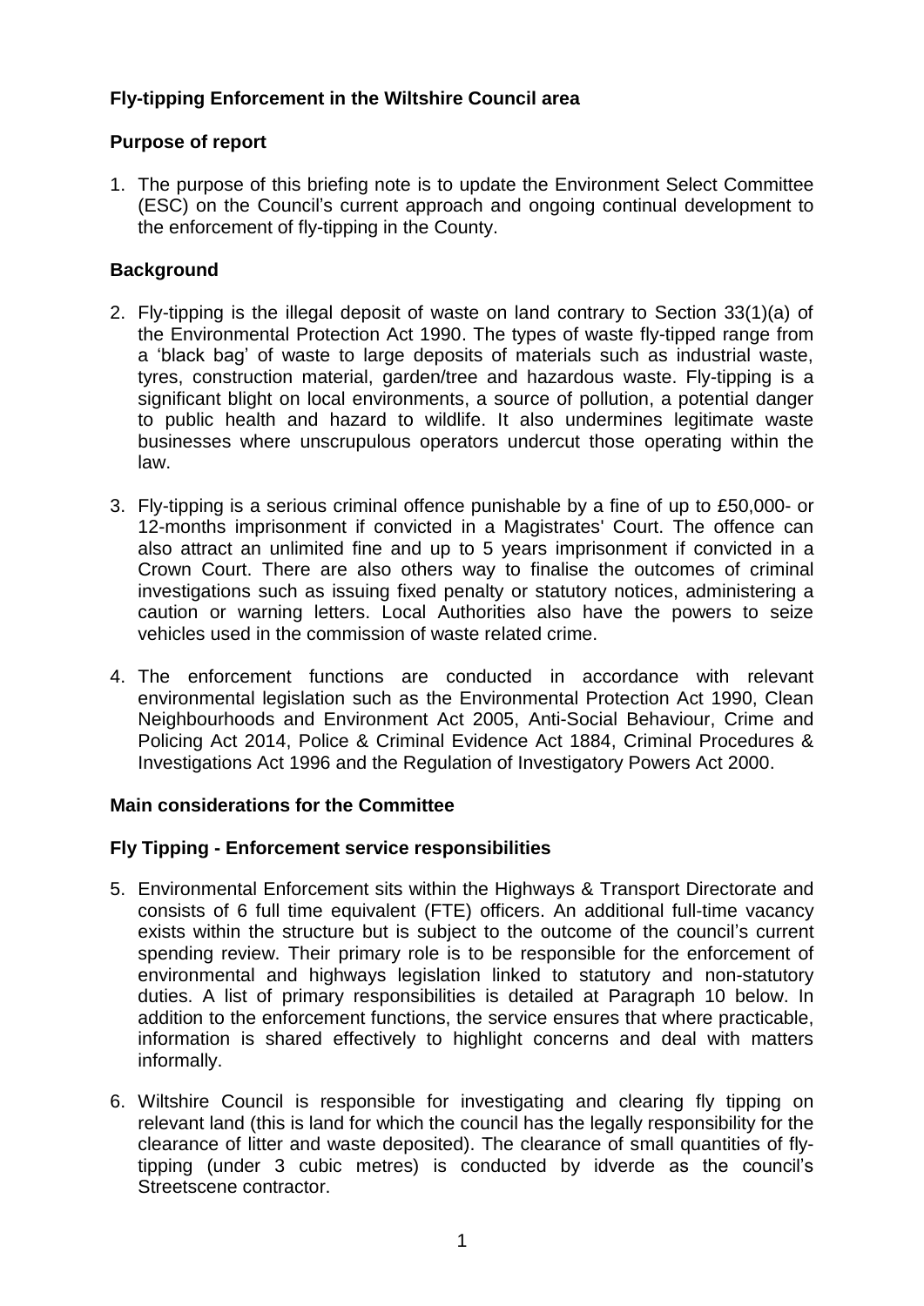## Fly-tipping Enforcement in the Wiltshire Council area

### Purpose of report

1. The purpose of this briefing note is to update the Environment Select Committee (ESC) on the Council's current approach and ongoing continual development to the enforcement of fly-tipping in the County.

### Background

2. Fly-tipping is the illegal deposit of waste on land contrary to Section 33(1)(a) of the Environmental Protection Act 1990. The types of waste fly-tipped range from a 'black bag' of waste to large deposits of materials such as industrial waste, tyres, construction material, garden/tree and hazardous waste. Fly-tipping is a significant blight on local environments, a source of pollution, a potential danger to public health and hazard to wildlife. It also undermines legitimate waste businesses where unscrupulous operators undercut those operating within the law.

3. Fly-tipping is a serious criminal offence punishable by a fine of up to £50,000- or 12-months imprisonment if convicted in a Magistrates' Court. The offence can also attract an unlimited fine and up to 5 years imprisonment if convicted in a Crown Court. There are also others way to finalise the outcomes of criminal investigations such as issuing fixed penalty or statutory notices, administering a caution or warning letters. Local Authorities also have the powers to seize vehicles used in the commission of waste related crime.

4. The enforcement functions are conducted in accordance with relevant environmental legislation such as the Environmental Protection Act 1990, Clean Neighbourhoods and Environment Act 2005, Anti-Social Behaviour, Crime and Policing Act 2014, Police & Criminal Evidence Act 1884, Criminal Procedures & Investigations Act 1996 and the Regulation of Investigatory Powers Act 2000.

### Main considerations for the Committee

### Fly Tipping - Enforcement service responsibilities

5. Environmental Enforcement sits within the Highways & Transport Directorate and consists of 6 full time equivalent (FTE) officers. An additional full-time vacancy exists within the structure but is subject to the outcome of the council's current spending review. Their primary role is to be responsible for the enforcement of environmental and highways legislation linked to statutory and non-statutory duties. A list of primary responsibilities is detailed at Paragraph 10 below. In addition to the enforcement functions, the service ensures that where practicable, information is shared effectively to highlight concerns and deal with matters informally.

6. Wiltshire Council is responsible for investigating and clearing fly tipping on relevant land (this is land for which the council has the legally responsibility for the clearance of litter and waste deposited). The clearance of small quantities of fly-tipping (under 3 cubic metres) is conducted by idverde as the council's Streetscene contractor.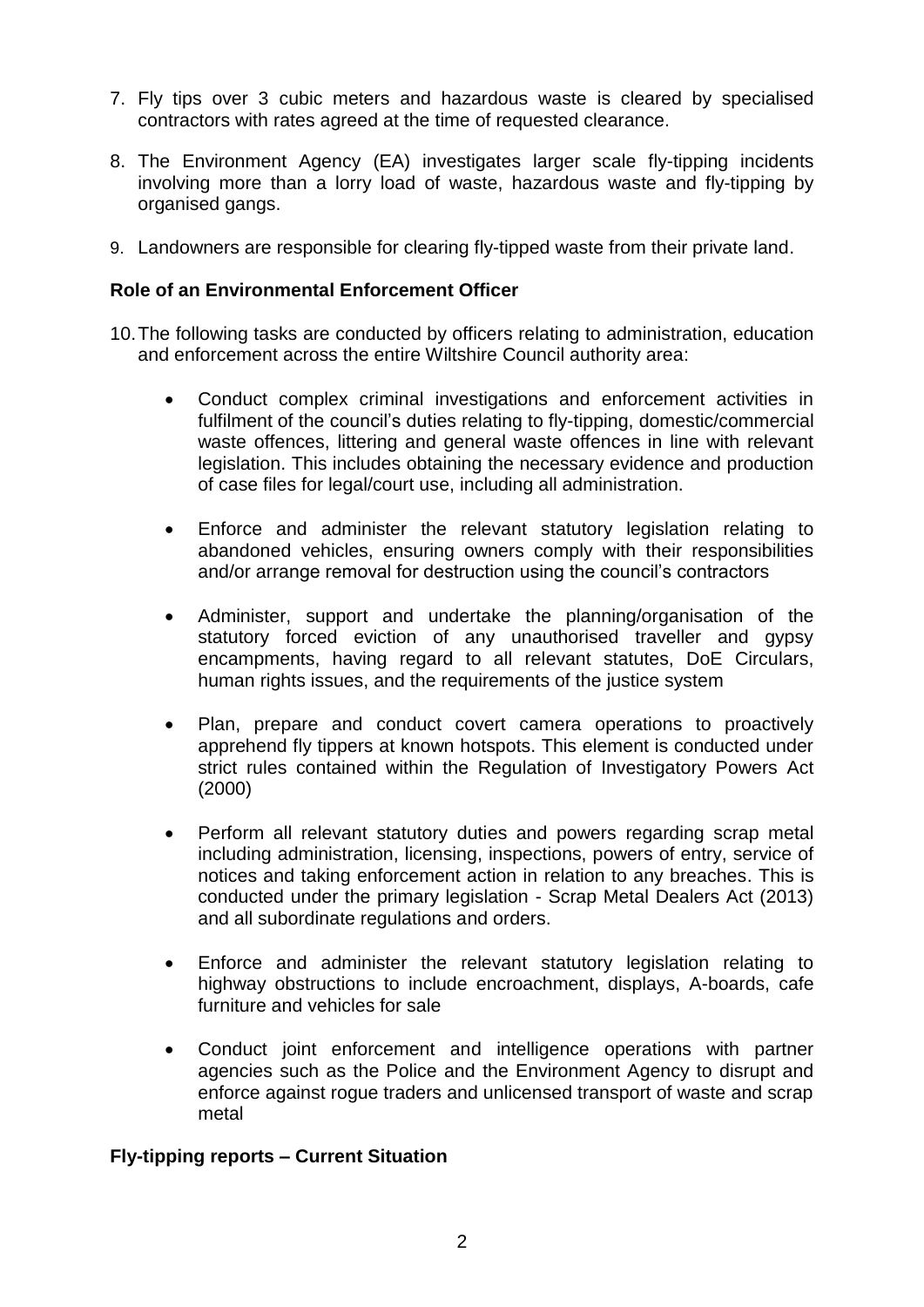7. Fly tips over 3 cubic meters and hazardous waste is cleared by specialised contractors with rates agreed at the time of requested clearance.

8. The Environment Agency (EA) investigates larger scale fly-tipping incidents involving more than a lorry load of waste, hazardous waste and fly-tipping by organised gangs.

9. Landowners are responsible for clearing fly-tipped waste from their private land.

**Role of an Environmental Enforcement Officer**

10. The following tasks are conducted by officers relating to administration, education and enforcement across the entire Wiltshire Council authority area:

    - Conduct complex criminal investigations and enforcement activities in fulfilment of the council's duties relating to fly-tipping, domestic/commercial waste offences, littering and general waste offences in line with relevant legislation. This includes obtaining the necessary evidence and production of case files for legal/court use, including all administration.

    - Enforce and administer the relevant statutory legislation relating to abandoned vehicles, ensuring owners comply with their responsibilities and/or arrange removal for destruction using the council's contractors

    - Administer, support and undertake the planning/organisation of the statutory forced eviction of any unauthorised traveller and gypsy encampments, having regard to all relevant statutes, DoE Circulars, human rights issues, and the requirements of the justice system

    - Plan, prepare and conduct covert camera operations to proactively apprehend fly tippers at known hotspots. This element is conducted under strict rules contained within the Regulation of Investigatory Powers Act (2000)

    - Perform all relevant statutory duties and powers regarding scrap metal including administration, licensing, inspections, powers of entry, service of notices and taking enforcement action in relation to any breaches. This is conducted under the primary legislation - Scrap Metal Dealers Act (2013) and all subordinate regulations and orders.

    - Enforce and administer the relevant statutory legislation relating to highway obstructions to include encroachment, displays, A-boards, cafe furniture and vehicles for sale

    - Conduct joint enforcement and intelligence operations with partner agencies such as the Police and the Environment Agency to disrupt and enforce against rogue traders and unlicensed transport of waste and scrap metal

**Fly-tipping reports – Current Situation**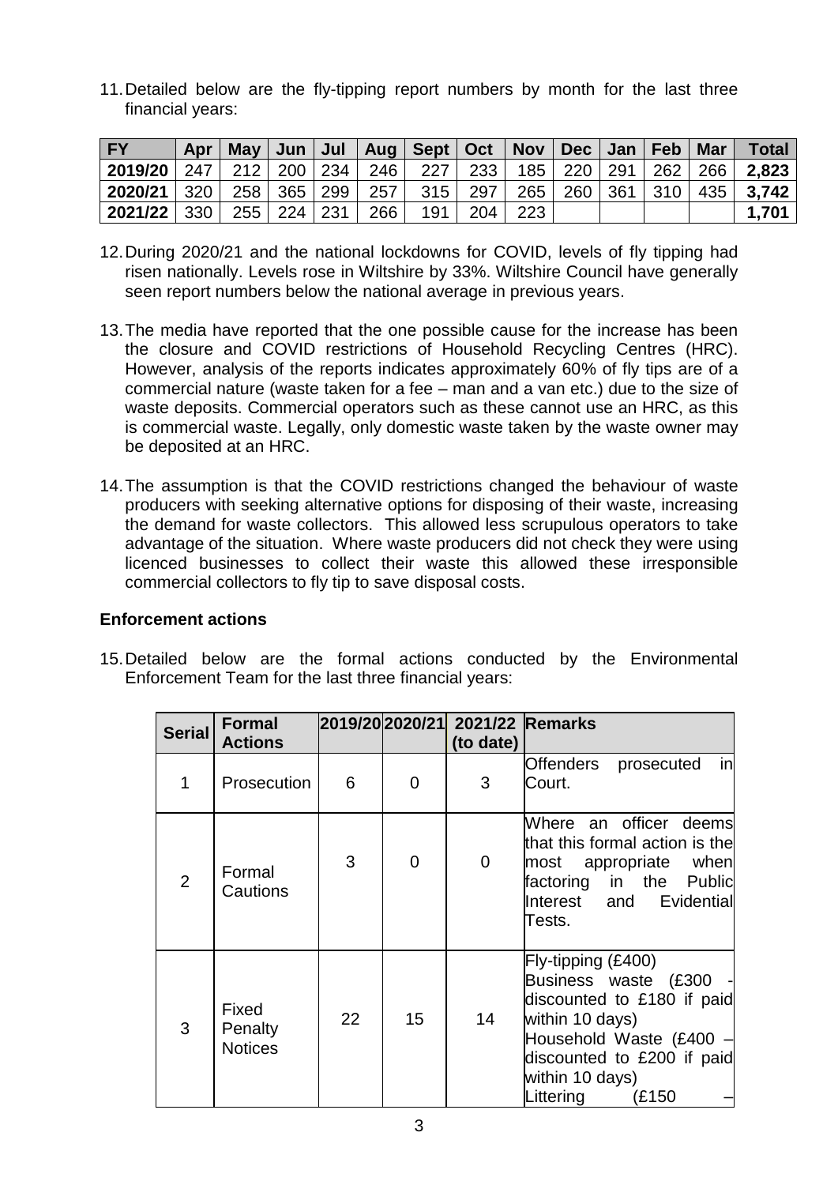11. Detailed below are the fly-tipping report numbers by month for the last three financial years:

| FY | Apr | May | Jun | Jul | Aug | Sept | Oct | Nov | Dec | Jan | Feb | Mar | Total |
|---|---|---|---|---|---|---|---|---|---|---|---|---|---|
| **2019/20** | 247 | 212 | 200 | 234 | 246 | 227 | 233 | 185 | 220 | 291 | 262 | 266 | **2,823** |
| **2020/21** | 320 | 258 | 365 | 299 | 257 | 315 | 297 | 265 | 260 | 361 | 310 | 435 | **3,742** |
| **2021/22** | 330 | 255 | 224 | 231 | 266 | 191 | 204 | 223 | | | | | **1,701** |

12. During 2020/21 and the national lockdowns for COVID, levels of fly tipping had risen nationally. Levels rose in Wiltshire by 33%. Wiltshire Council have generally seen report numbers below the national average in previous years.

13. The media have reported that the one possible cause for the increase has been the closure and COVID restrictions of Household Recycling Centres (HRC). However, analysis of the reports indicates approximately 60% of fly tips are of a commercial nature (waste taken for a fee – man and a van etc.) due to the size of waste deposits. Commercial operators such as these cannot use an HRC, as this is commercial waste. Legally, only domestic waste taken by the waste owner may be deposited at an HRC.

14. The assumption is that the COVID restrictions changed the behaviour of waste producers with seeking alternative options for disposing of their waste, increasing the demand for waste collectors. This allowed less scrupulous operators to take advantage of the situation. Where waste producers did not check they were using licenced businesses to collect their waste this allowed these irresponsible commercial collectors to fly tip to save disposal costs.

**Enforcement actions**

15. Detailed below are the formal actions conducted by the Environmental Enforcement Team for the last three financial years:

| Serial | Formal Actions | 2019/20 | 2020/21 | 2021/22 (to date) | Remarks |
|---|---|---|---|---|---|
| 1 | Prosecution | 6 | 0 | 3 | Offenders prosecuted in Court. |
| 2 | Formal Cautions | 3 | 0 | 0 | Where an officer deems that this formal action is the most appropriate when factoring in the Public Interest and Evidential Tests. |
| 3 | Fixed Penalty Notices | 22 | 15 | 14 | Fly-tipping (£400) Business waste (£300 - discounted to £180 if paid within 10 days) Household Waste (£400 – discounted to £200 if paid within 10 days) Littering (£150 – |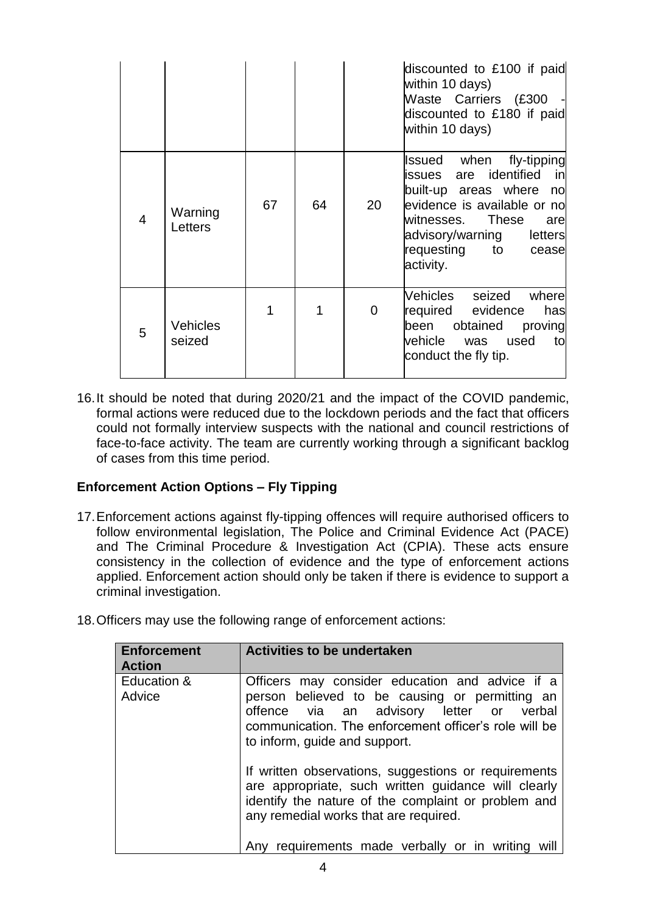| | | | | | |
|---|---|---|---|---|---|
| | | | | | discounted to £100 if paid within 10 days) Waste Carriers (£300 - discounted to £180 if paid within 10 days) |
| 4 | Warning Letters | 67 | 64 | 20 | Issued when fly-tipping issues are identified in built-up areas where no evidence is available or no witnesses. These are advisory/warning letters requesting to cease activity. |
| 5 | Vehicles seized | 1 | 1 | 0 | Vehicles seized where required evidence has been obtained proving vehicle was used to conduct the fly tip. |

16. It should be noted that during 2020/21 and the impact of the COVID pandemic, formal actions were reduced due to the lockdown periods and the fact that officers could not formally interview suspects with the national and council restrictions of face-to-face activity. The team are currently working through a significant backlog of cases from this time period.

**Enforcement Action Options – Fly Tipping**

17. Enforcement actions against fly-tipping offences will require authorised officers to follow environmental legislation, The Police and Criminal Evidence Act (PACE) and The Criminal Procedure & Investigation Act (CPIA). These acts ensure consistency in the collection of evidence and the type of enforcement actions applied. Enforcement action should only be taken if there is evidence to support a criminal investigation.

18. Officers may use the following range of enforcement actions:

| Enforcement Action | Activities to be undertaken |
|---|---|
| Education & Advice | Officers may consider education and advice if a person believed to be causing or permitting an offence via an advisory letter or verbal communication. The enforcement officer's role will be to inform, guide and support.<br><br>If written observations, suggestions or requirements are appropriate, such written guidance will clearly identify the nature of the complaint or problem and any remedial works that are required.<br><br>Any requirements made verbally or in writing will |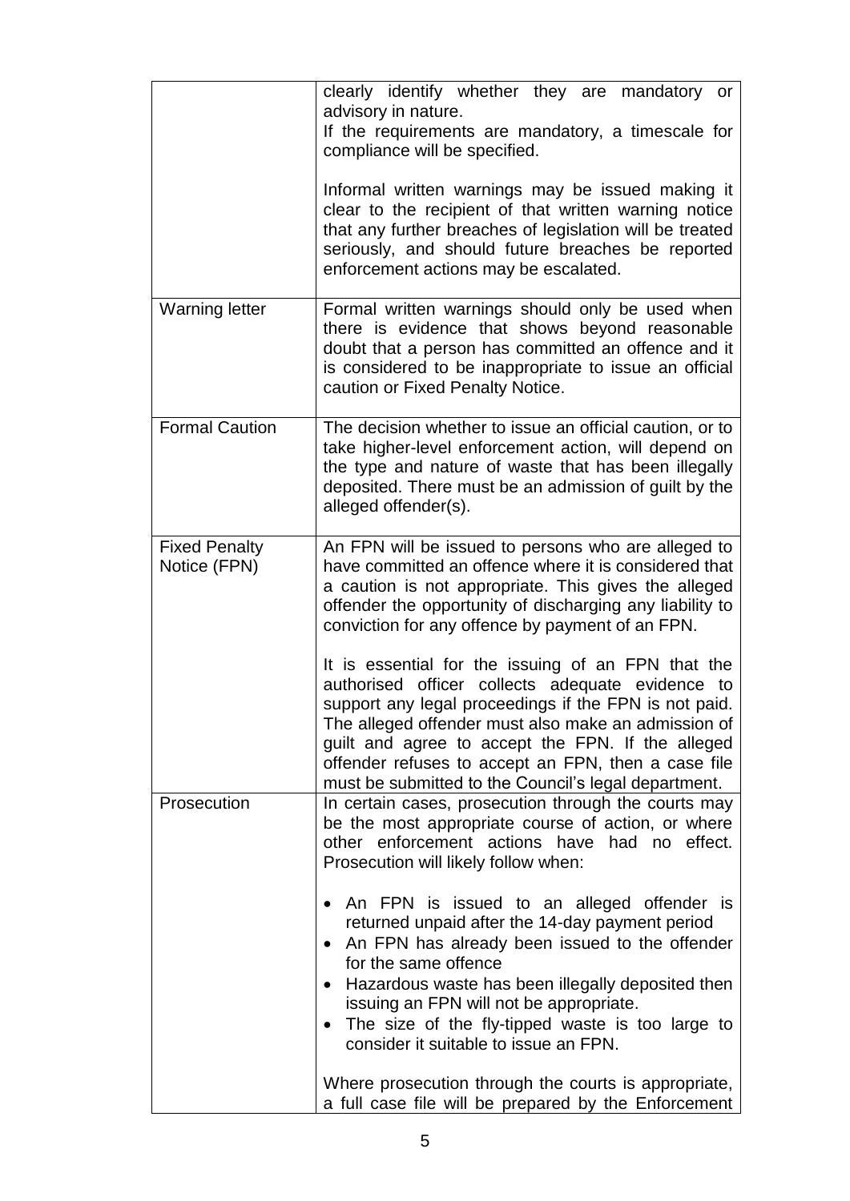| | |
|---|---|
| | clearly identify whether they are mandatory or advisory in nature.<br>If the requirements are mandatory, a timescale for compliance will be specified.<br><br>Informal written warnings may be issued making it clear to the recipient of that written warning notice that any further breaches of legislation will be treated seriously, and should future breaches be reported enforcement actions may be escalated. |
| Warning letter | Formal written warnings should only be used when there is evidence that shows beyond reasonable doubt that a person has committed an offence and it is considered to be inappropriate to issue an official caution or Fixed Penalty Notice. |
| Formal Caution | The decision whether to issue an official caution, or to take higher-level enforcement action, will depend on the type and nature of waste that has been illegally deposited. There must be an admission of guilt by the alleged offender(s). |
| Fixed Penalty Notice (FPN) | An FPN will be issued to persons who are alleged to have committed an offence where it is considered that a caution is not appropriate. This gives the alleged offender the opportunity of discharging any liability to conviction for any offence by payment of an FPN.<br><br>It is essential for the issuing of an FPN that the authorised officer collects adequate evidence to support any legal proceedings if the FPN is not paid. The alleged offender must also make an admission of guilt and agree to accept the FPN. If the alleged offender refuses to accept an FPN, then a case file must be submitted to the Council's legal department. |
| Prosecution | In certain cases, prosecution through the courts may be the most appropriate course of action, or where other enforcement actions have had no effect. Prosecution will likely follow when:<br><br>• An FPN is issued to an alleged offender is returned unpaid after the 14-day payment period<br>• An FPN has already been issued to the offender for the same offence<br>• Hazardous waste has been illegally deposited then issuing an FPN will not be appropriate.<br>• The size of the fly-tipped waste is too large to consider it suitable to issue an FPN.<br><br>Where prosecution through the courts is appropriate, a full case file will be prepared by the Enforcement |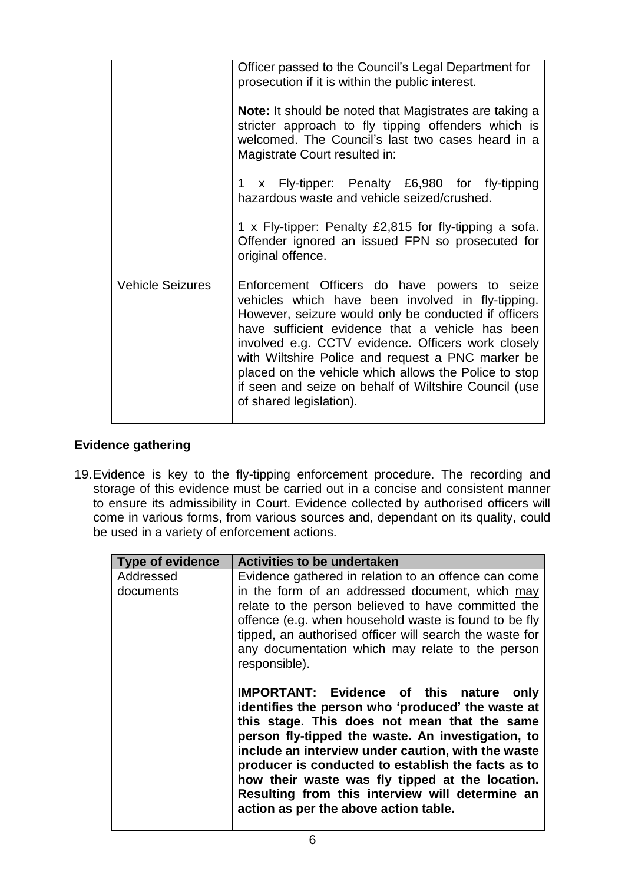| | |
|---|---|
| | Officer passed to the Council's Legal Department for prosecution if it is within the public interest.<br><br>**Note:** It should be noted that Magistrates are taking a stricter approach to fly tipping offenders which is welcomed. The Council's last two cases heard in a Magistrate Court resulted in:<br><br>1 x Fly-tipper: Penalty £6,980 for fly-tipping hazardous waste and vehicle seized/crushed.<br><br>1 x Fly-tipper: Penalty £2,815 for fly-tipping a sofa. Offender ignored an issued FPN so prosecuted for original offence. |
| Vehicle Seizures | Enforcement Officers do have powers to seize vehicles which have been involved in fly-tipping. However, seizure would only be conducted if officers have sufficient evidence that a vehicle has been involved e.g. CCTV evidence. Officers work closely with Wiltshire Police and request a PNC marker be placed on the vehicle which allows the Police to stop if seen and seize on behalf of Wiltshire Council (use of shared legislation). |

### Evidence gathering

19. Evidence is key to the fly-tipping enforcement procedure. The recording and storage of this evidence must be carried out in a concise and consistent manner to ensure its admissibility in Court. Evidence collected by authorised officers will come in various forms, from various sources and, dependant on its quality, could be used in a variety of enforcement actions.

| Type of evidence | Activities to be undertaken |
|---|---|
| Addressed documents | Evidence gathered in relation to an offence can come in the form of an addressed document, which <u>may</u> relate to the person believed to have committed the offence (e.g. when household waste is found to be fly tipped, an authorised officer will search the waste for any documentation which may relate to the person responsible).<br><br>**IMPORTANT: Evidence of this nature only identifies the person who 'produced' the waste at this stage. This does not mean that the same person fly-tipped the waste. An investigation, to include an interview under caution, with the waste producer is conducted to establish the facts as to how their waste was fly tipped at the location. Resulting from this interview will determine an action as per the above action table.** |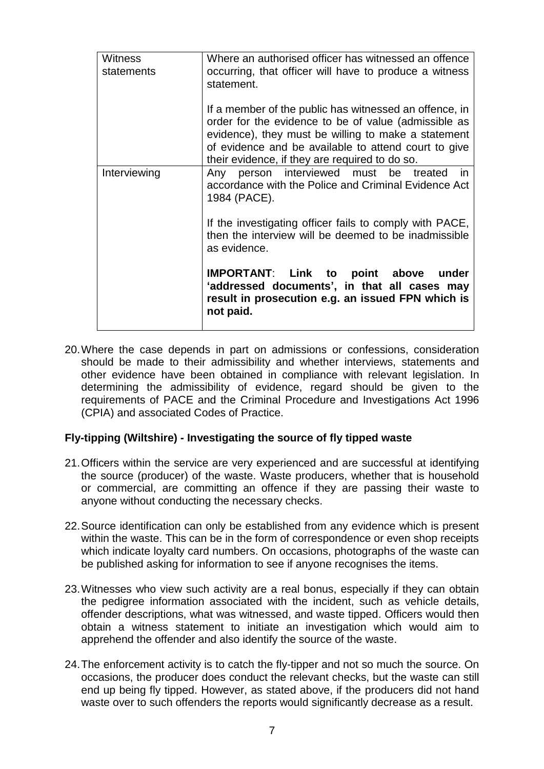| Witness statements | Where an authorised officer has witnessed an offence occurring, that officer will have to produce a witness statement.<br><br>If a member of the public has witnessed an offence, in order for the evidence to be of value (admissible as evidence), they must be willing to make a statement of evidence and be available to attend court to give their evidence, if they are required to do so. |
|---|---|
| Interviewing | Any person interviewed must be treated in accordance with the Police and Criminal Evidence Act 1984 (PACE).<br><br>If the investigating officer fails to comply with PACE, then the interview will be deemed to be inadmissible as evidence.<br><br>**IMPORTANT**: **Link to point above under 'addressed documents', in that all cases may result in prosecution e.g. an issued FPN which is not paid.** |

20. Where the case depends in part on admissions or confessions, consideration should be made to their admissibility and whether interviews, statements and other evidence have been obtained in compliance with relevant legislation. In determining the admissibility of evidence, regard should be given to the requirements of PACE and the Criminal Procedure and Investigations Act 1996 (CPIA) and associated Codes of Practice.

**Fly-tipping (Wiltshire) - Investigating the source of fly tipped waste**

21. Officers within the service are very experienced and are successful at identifying the source (producer) of the waste. Waste producers, whether that is household or commercial, are committing an offence if they are passing their waste to anyone without conducting the necessary checks.

22. Source identification can only be established from any evidence which is present within the waste. This can be in the form of correspondence or even shop receipts which indicate loyalty card numbers. On occasions, photographs of the waste can be published asking for information to see if anyone recognises the items.

23. Witnesses who view such activity are a real bonus, especially if they can obtain the pedigree information associated with the incident, such as vehicle details, offender descriptions, what was witnessed, and waste tipped. Officers would then obtain a witness statement to initiate an investigation which would aim to apprehend the offender and also identify the source of the waste.

24. The enforcement activity is to catch the fly-tipper and not so much the source. On occasions, the producer does conduct the relevant checks, but the waste can still end up being fly tipped. However, as stated above, if the producers did not hand waste over to such offenders the reports would significantly decrease as a result.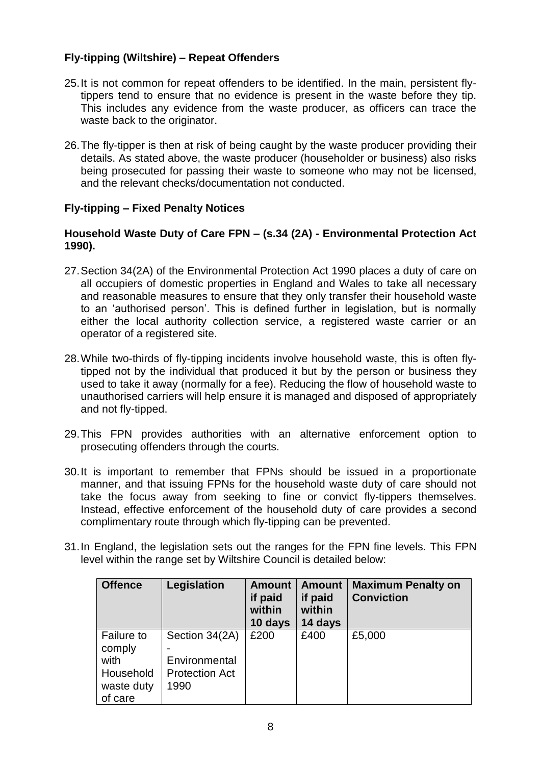### Fly-tipping (Wiltshire) – Repeat Offenders

25. It is not common for repeat offenders to be identified. In the main, persistent fly-tippers tend to ensure that no evidence is present in the waste before they tip. This includes any evidence from the waste producer, as officers can trace the waste back to the originator.

26. The fly-tipper is then at risk of being caught by the waste producer providing their details. As stated above, the waste producer (householder or business) also risks being prosecuted for passing their waste to someone who may not be licensed, and the relevant checks/documentation not conducted.

### Fly-tipping – Fixed Penalty Notices

#### Household Waste Duty of Care FPN – (s.34 (2A) - Environmental Protection Act 1990).

27. Section 34(2A) of the Environmental Protection Act 1990 places a duty of care on all occupiers of domestic properties in England and Wales to take all necessary and reasonable measures to ensure that they only transfer their household waste to an 'authorised person'. This is defined further in legislation, but is normally either the local authority collection service, a registered waste carrier or an operator of a registered site.

28. While two-thirds of fly-tipping incidents involve household waste, this is often fly-tipped not by the individual that produced it but by the person or business they used to take it away (normally for a fee). Reducing the flow of household waste to unauthorised carriers will help ensure it is managed and disposed of appropriately and not fly-tipped.

29. This FPN provides authorities with an alternative enforcement option to prosecuting offenders through the courts.

30. It is important to remember that FPNs should be issued in a proportionate manner, and that issuing FPNs for the household waste duty of care should not take the focus away from seeking to fine or convict fly-tippers themselves. Instead, effective enforcement of the household duty of care provides a second complimentary route through which fly-tipping can be prevented.

31. In England, the legislation sets out the ranges for the FPN fine levels. This FPN level within the range set by Wiltshire Council is detailed below:

| Offence | Legislation | Amount if paid within 10 days | Amount if paid within 14 days | Maximum Penalty on Conviction |
| --- | --- | --- | --- | --- |
| Failure to comply with Household waste duty of care | Section 34(2A) - Environmental Protection Act 1990 | £200 | £400 | £5,000 |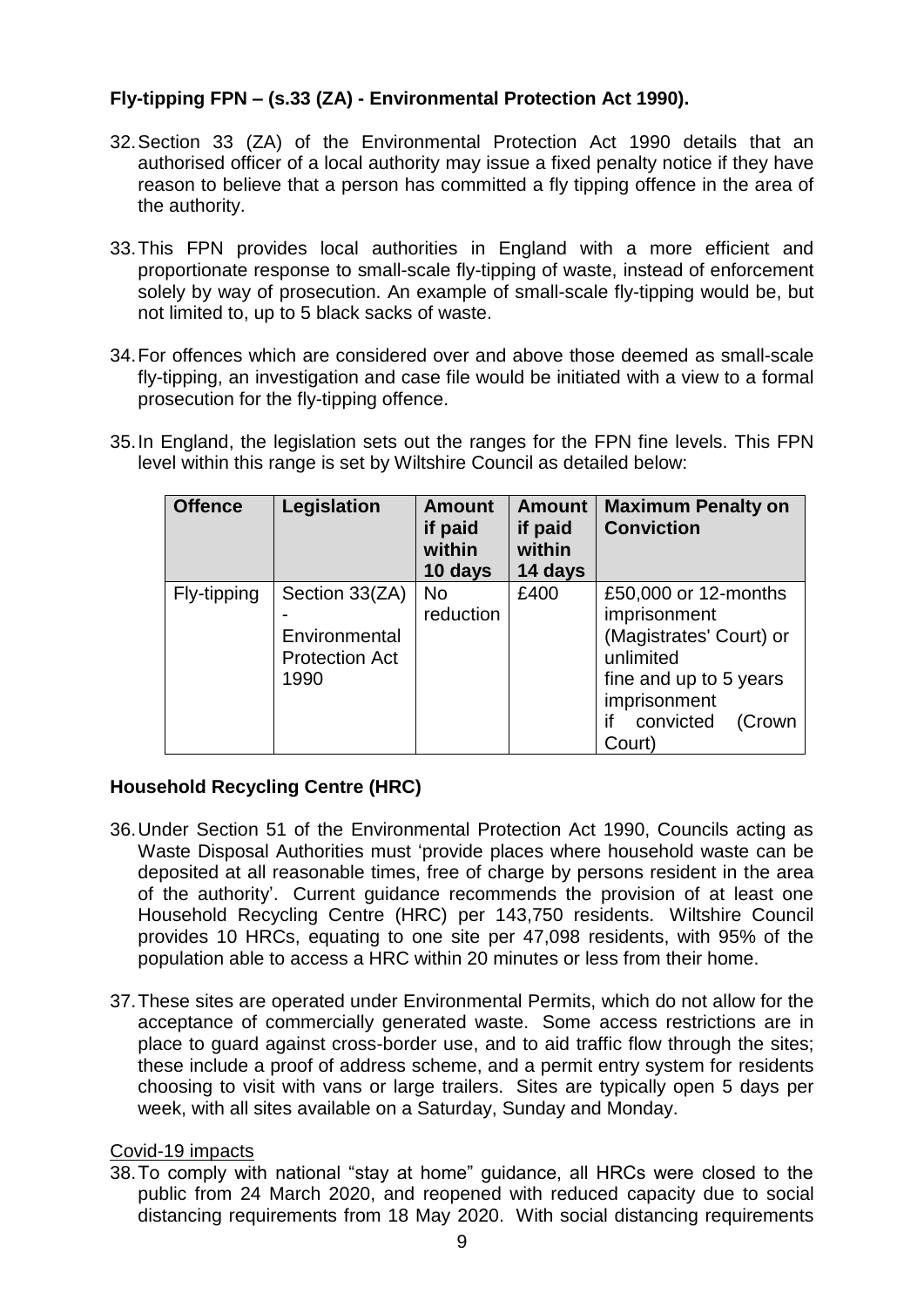**Fly-tipping FPN – (s.33 (ZA) - Environmental Protection Act 1990).**

32. Section 33 (ZA) of the Environmental Protection Act 1990 details that an authorised officer of a local authority may issue a fixed penalty notice if they have reason to believe that a person has committed a fly tipping offence in the area of the authority.

33. This FPN provides local authorities in England with a more efficient and proportionate response to small-scale fly-tipping of waste, instead of enforcement solely by way of prosecution. An example of small-scale fly-tipping would be, but not limited to, up to 5 black sacks of waste.

34. For offences which are considered over and above those deemed as small-scale fly-tipping, an investigation and case file would be initiated with a view to a formal prosecution for the fly-tipping offence.

35. In England, the legislation sets out the ranges for the FPN fine levels. This FPN level within this range is set by Wiltshire Council as detailed below:

| Offence | Legislation | Amount if paid within 10 days | Amount if paid within 14 days | Maximum Penalty on Conviction |
|---|---|---|---|---|
| Fly-tipping | Section 33(ZA) - Environmental Protection Act 1990 | No reduction | £400 | £50,000 or 12-months imprisonment (Magistrates' Court) or unlimited fine and up to 5 years imprisonment if convicted (Crown Court) |

**Household Recycling Centre (HRC)**

36. Under Section 51 of the Environmental Protection Act 1990, Councils acting as Waste Disposal Authorities must 'provide places where household waste can be deposited at all reasonable times, free of charge by persons resident in the area of the authority'. Current guidance recommends the provision of at least one Household Recycling Centre (HRC) per 143,750 residents. Wiltshire Council provides 10 HRCs, equating to one site per 47,098 residents, with 95% of the population able to access a HRC within 20 minutes or less from their home.

37. These sites are operated under Environmental Permits, which do not allow for the acceptance of commercially generated waste. Some access restrictions are in place to guard against cross-border use, and to aid traffic flow through the sites; these include a proof of address scheme, and a permit entry system for residents choosing to visit with vans or large trailers. Sites are typically open 5 days per week, with all sites available on a Saturday, Sunday and Monday.

Covid-19 impacts

38. To comply with national "stay at home" guidance, all HRCs were closed to the public from 24 March 2020, and reopened with reduced capacity due to social distancing requirements from 18 May 2020. With social distancing requirements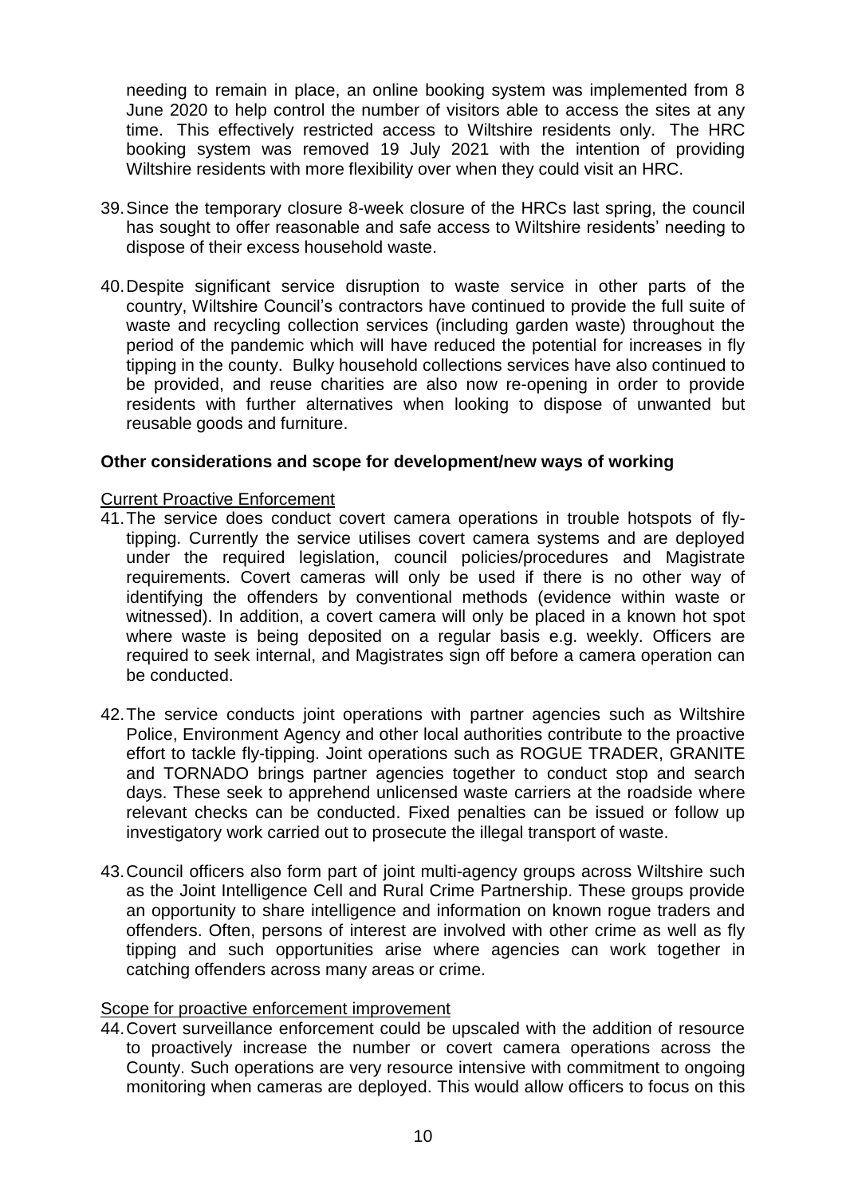needing to remain in place, an online booking system was implemented from 8 June 2020 to help control the number of visitors able to access the sites at any time. This effectively restricted access to Wiltshire residents only. The HRC booking system was removed 19 July 2021 with the intention of providing Wiltshire residents with more flexibility over when they could visit an HRC.

39. Since the temporary closure 8-week closure of the HRCs last spring, the council has sought to offer reasonable and safe access to Wiltshire residents' needing to dispose of their excess household waste.

40. Despite significant service disruption to waste service in other parts of the country, Wiltshire Council's contractors have continued to provide the full suite of waste and recycling collection services (including garden waste) throughout the period of the pandemic which will have reduced the potential for increases in fly tipping in the county. Bulky household collections services have also continued to be provided, and reuse charities are also now re-opening in order to provide residents with further alternatives when looking to dispose of unwanted but reusable goods and furniture.

**Other considerations and scope for development/new ways of working**

<u>Current Proactive Enforcement</u>

41. The service does conduct covert camera operations in trouble hotspots of fly-tipping. Currently the service utilises covert camera systems and are deployed under the required legislation, council policies/procedures and Magistrate requirements. Covert cameras will only be used if there is no other way of identifying the offenders by conventional methods (evidence within waste or witnessed). In addition, a covert camera will only be placed in a known hot spot where waste is being deposited on a regular basis e.g. weekly. Officers are required to seek internal, and Magistrates sign off before a camera operation can be conducted.

42. The service conducts joint operations with partner agencies such as Wiltshire Police, Environment Agency and other local authorities contribute to the proactive effort to tackle fly-tipping. Joint operations such as ROGUE TRADER, GRANITE and TORNADO brings partner agencies together to conduct stop and search days. These seek to apprehend unlicensed waste carriers at the roadside where relevant checks can be conducted. Fixed penalties can be issued or follow up investigatory work carried out to prosecute the illegal transport of waste.

43. Council officers also form part of joint multi-agency groups across Wiltshire such as the Joint Intelligence Cell and Rural Crime Partnership. These groups provide an opportunity to share intelligence and information on known rogue traders and offenders. Often, persons of interest are involved with other crime as well as fly tipping and such opportunities arise where agencies can work together in catching offenders across many areas or crime.

<u>Scope for proactive enforcement improvement</u>

44. Covert surveillance enforcement could be upscaled with the addition of resource to proactively increase the number or covert camera operations across the County. Such operations are very resource intensive with commitment to ongoing monitoring when cameras are deployed. This would allow officers to focus on this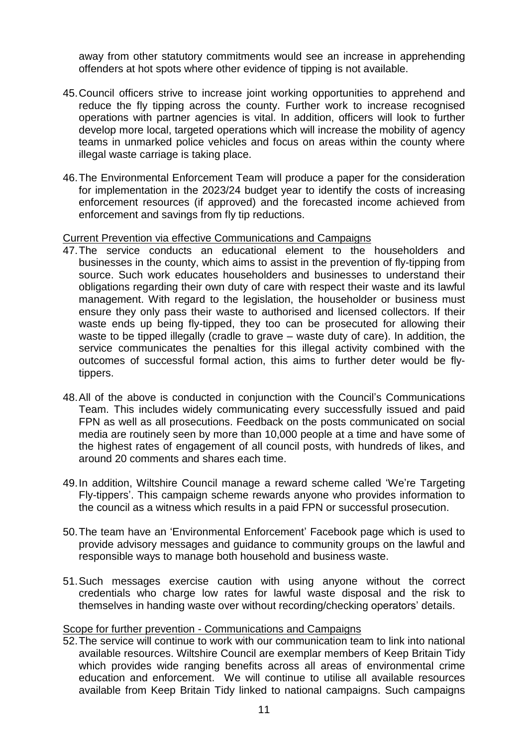away from other statutory commitments would see an increase in apprehending offenders at hot spots where other evidence of tipping is not available.

45. Council officers strive to increase joint working opportunities to apprehend and reduce the fly tipping across the county. Further work to increase recognised operations with partner agencies is vital. In addition, officers will look to further develop more local, targeted operations which will increase the mobility of agency teams in unmarked police vehicles and focus on areas within the county where illegal waste carriage is taking place.

46. The Environmental Enforcement Team will produce a paper for the consideration for implementation in the 2023/24 budget year to identify the costs of increasing enforcement resources (if approved) and the forecasted income achieved from enforcement and savings from fly tip reductions.

Current Prevention via effective Communications and Campaigns

47. The service conducts an educational element to the householders and businesses in the county, which aims to assist in the prevention of fly-tipping from source. Such work educates householders and businesses to understand their obligations regarding their own duty of care with respect their waste and its lawful management. With regard to the legislation, the householder or business must ensure they only pass their waste to authorised and licensed collectors. If their waste ends up being fly-tipped, they too can be prosecuted for allowing their waste to be tipped illegally (cradle to grave – waste duty of care). In addition, the service communicates the penalties for this illegal activity combined with the outcomes of successful formal action, this aims to further deter would be fly-tippers.

48. All of the above is conducted in conjunction with the Council's Communications Team. This includes widely communicating every successfully issued and paid FPN as well as all prosecutions. Feedback on the posts communicated on social media are routinely seen by more than 10,000 people at a time and have some of the highest rates of engagement of all council posts, with hundreds of likes, and around 20 comments and shares each time.

49. In addition, Wiltshire Council manage a reward scheme called 'We're Targeting Fly-tippers'. This campaign scheme rewards anyone who provides information to the council as a witness which results in a paid FPN or successful prosecution.

50. The team have an 'Environmental Enforcement' Facebook page which is used to provide advisory messages and guidance to community groups on the lawful and responsible ways to manage both household and business waste.

51. Such messages exercise caution with using anyone without the correct credentials who charge low rates for lawful waste disposal and the risk to themselves in handing waste over without recording/checking operators' details.

Scope for further prevention - Communications and Campaigns

52. The service will continue to work with our communication team to link into national available resources. Wiltshire Council are exemplar members of Keep Britain Tidy which provides wide ranging benefits across all areas of environmental crime education and enforcement. We will continue to utilise all available resources available from Keep Britain Tidy linked to national campaigns. Such campaigns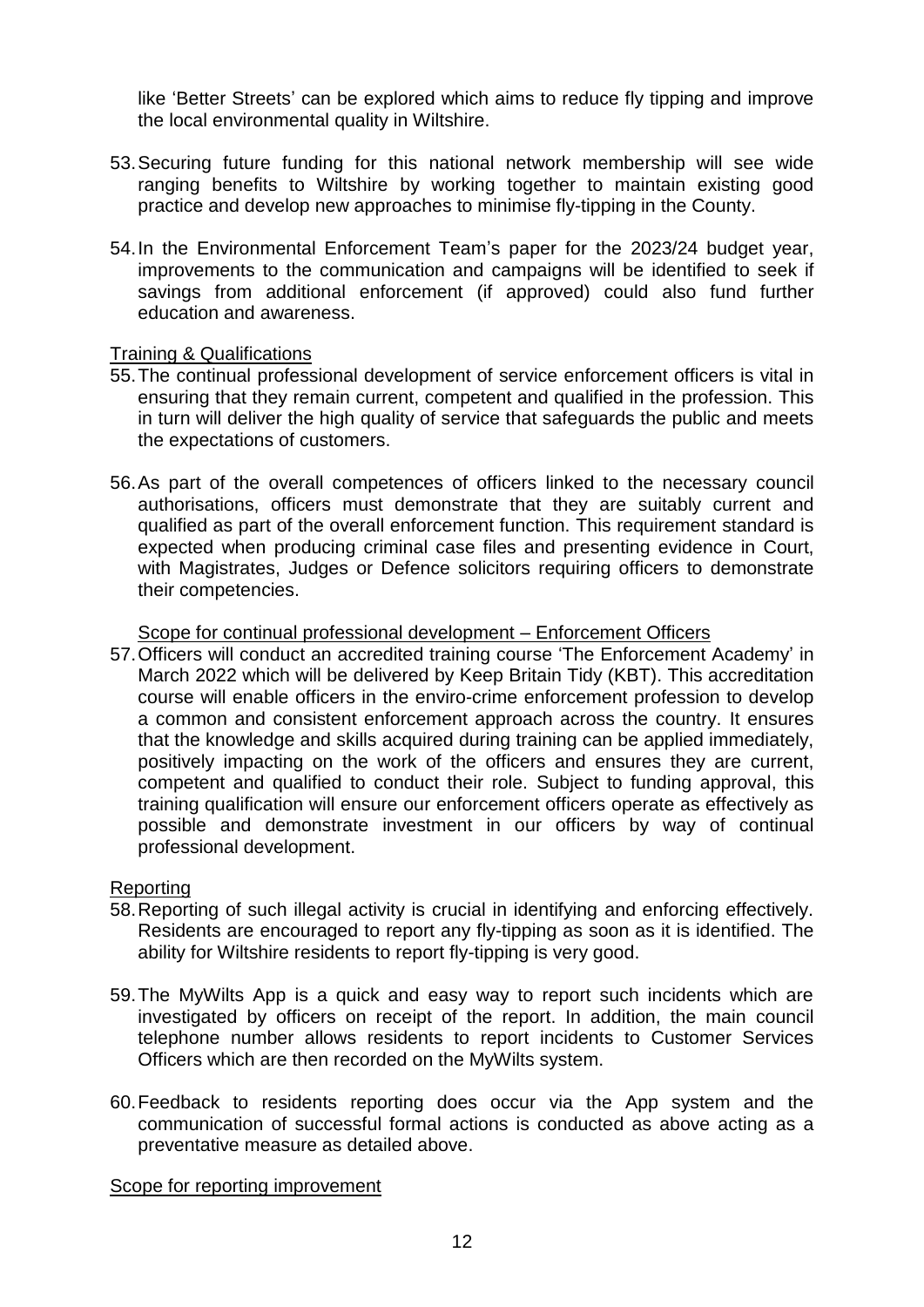like 'Better Streets' can be explored which aims to reduce fly tipping and improve the local environmental quality in Wiltshire.

53. Securing future funding for this national network membership will see wide ranging benefits to Wiltshire by working together to maintain existing good practice and develop new approaches to minimise fly-tipping in the County.

54. In the Environmental Enforcement Team's paper for the 2023/24 budget year, improvements to the communication and campaigns will be identified to seek if savings from additional enforcement (if approved) could also fund further education and awareness.

<u>Training & Qualifications</u>

55. The continual professional development of service enforcement officers is vital in ensuring that they remain current, competent and qualified in the profession. This in turn will deliver the high quality of service that safeguards the public and meets the expectations of customers.

56. As part of the overall competences of officers linked to the necessary council authorisations, officers must demonstrate that they are suitably current and qualified as part of the overall enforcement function. This requirement standard is expected when producing criminal case files and presenting evidence in Court, with Magistrates, Judges or Defence solicitors requiring officers to demonstrate their competencies.

<u>Scope for continual professional development – Enforcement Officers</u>

57. Officers will conduct an accredited training course 'The Enforcement Academy' in March 2022 which will be delivered by Keep Britain Tidy (KBT). This accreditation course will enable officers in the enviro-crime enforcement profession to develop a common and consistent enforcement approach across the country. It ensures that the knowledge and skills acquired during training can be applied immediately, positively impacting on the work of the officers and ensures they are current, competent and qualified to conduct their role. Subject to funding approval, this training qualification will ensure our enforcement officers operate as effectively as possible and demonstrate investment in our officers by way of continual professional development.

<u>Reporting</u>

58. Reporting of such illegal activity is crucial in identifying and enforcing effectively. Residents are encouraged to report any fly-tipping as soon as it is identified. The ability for Wiltshire residents to report fly-tipping is very good.

59. The MyWilts App is a quick and easy way to report such incidents which are investigated by officers on receipt of the report. In addition, the main council telephone number allows residents to report incidents to Customer Services Officers which are then recorded on the MyWilts system.

60. Feedback to residents reporting does occur via the App system and the communication of successful formal actions is conducted as above acting as a preventative measure as detailed above.

<u>Scope for reporting improvement</u>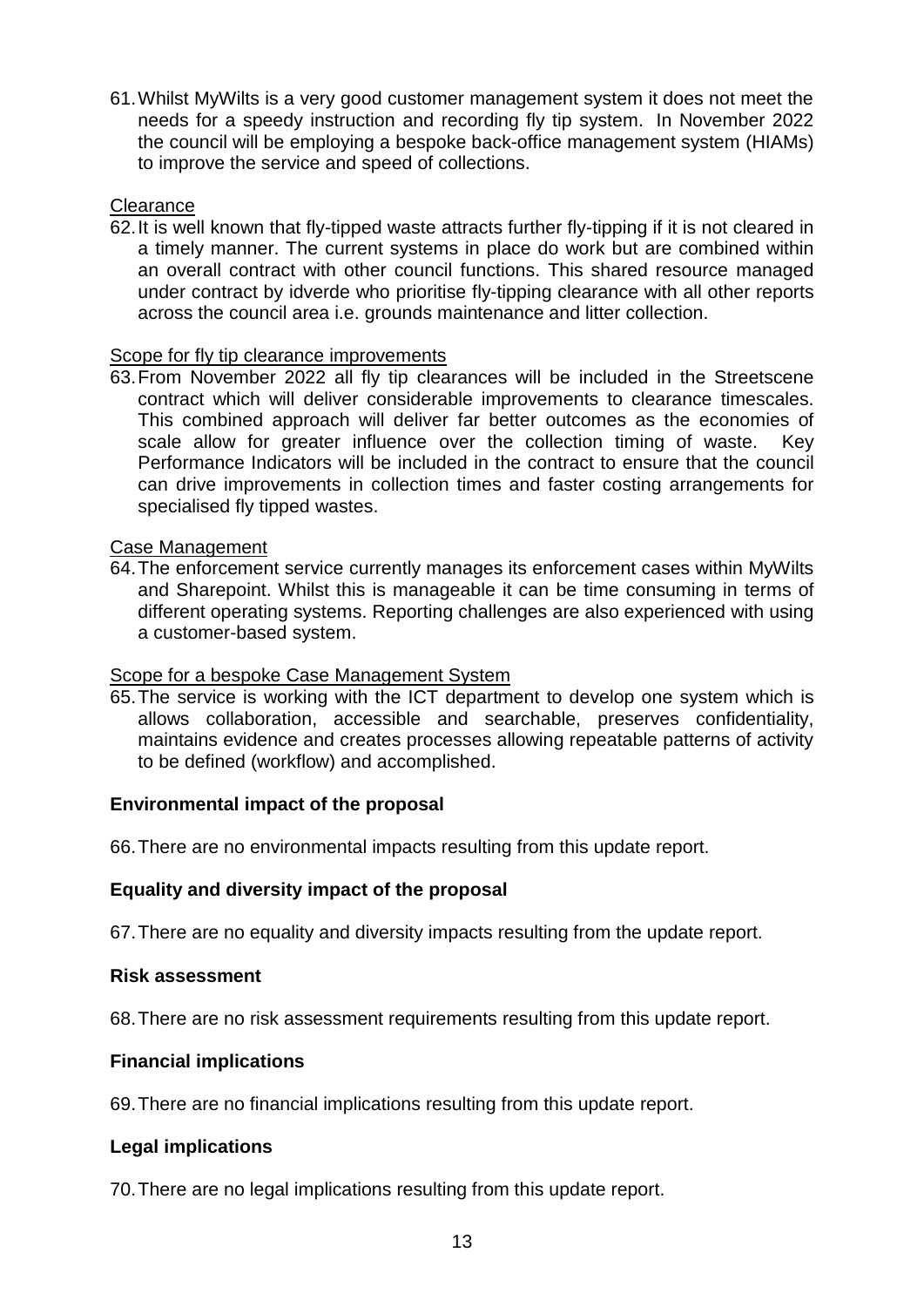61. Whilst MyWilts is a very good customer management system it does not meet the needs for a speedy instruction and recording fly tip system. In November 2022 the council will be employing a bespoke back-office management system (HIAMs) to improve the service and speed of collections.

Clearance

62. It is well known that fly-tipped waste attracts further fly-tipping if it is not cleared in a timely manner. The current systems in place do work but are combined within an overall contract with other council functions. This shared resource managed under contract by idverde who prioritise fly-tipping clearance with all other reports across the council area i.e. grounds maintenance and litter collection.

Scope for fly tip clearance improvements

63. From November 2022 all fly tip clearances will be included in the Streetscene contract which will deliver considerable improvements to clearance timescales. This combined approach will deliver far better outcomes as the economies of scale allow for greater influence over the collection timing of waste. Key Performance Indicators will be included in the contract to ensure that the council can drive improvements in collection times and faster costing arrangements for specialised fly tipped wastes.

Case Management

64. The enforcement service currently manages its enforcement cases within MyWilts and Sharepoint. Whilst this is manageable it can be time consuming in terms of different operating systems. Reporting challenges are also experienced with using a customer-based system.

Scope for a bespoke Case Management System

65. The service is working with the ICT department to develop one system which is allows collaboration, accessible and searchable, preserves confidentiality, maintains evidence and creates processes allowing repeatable patterns of activity to be defined (workflow) and accomplished.

**Environmental impact of the proposal**

66. There are no environmental impacts resulting from this update report.

**Equality and diversity impact of the proposal**

67. There are no equality and diversity impacts resulting from the update report.

**Risk assessment**

68. There are no risk assessment requirements resulting from this update report.

**Financial implications**

69. There are no financial implications resulting from this update report.

**Legal implications**

70. There are no legal implications resulting from this update report.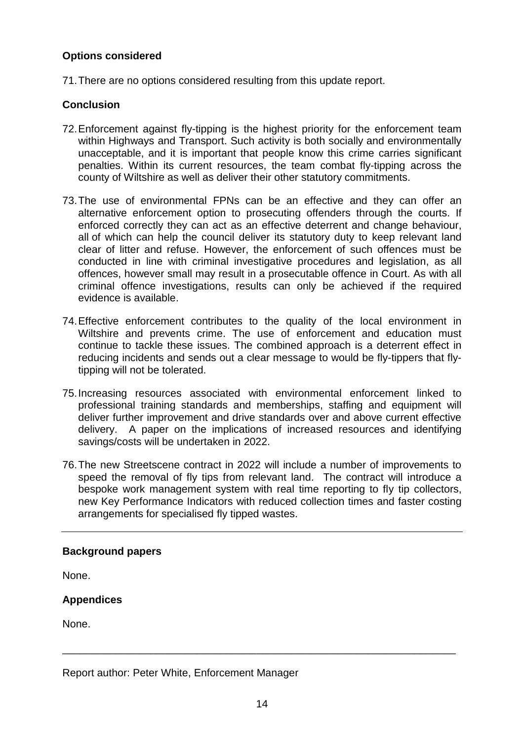**Options considered**

71. There are no options considered resulting from this update report.

**Conclusion**

72. Enforcement against fly-tipping is the highest priority for the enforcement team within Highways and Transport. Such activity is both socially and environmentally unacceptable, and it is important that people know this crime carries significant penalties. Within its current resources, the team combat fly-tipping across the county of Wiltshire as well as deliver their other statutory commitments.

73. The use of environmental FPNs can be an effective and they can offer an alternative enforcement option to prosecuting offenders through the courts. If enforced correctly they can act as an effective deterrent and change behaviour, all of which can help the council deliver its statutory duty to keep relevant land clear of litter and refuse. However, the enforcement of such offences must be conducted in line with criminal investigative procedures and legislation, as all offences, however small may result in a prosecutable offence in Court. As with all criminal offence investigations, results can only be achieved if the required evidence is available.

74. Effective enforcement contributes to the quality of the local environment in Wiltshire and prevents crime. The use of enforcement and education must continue to tackle these issues. The combined approach is a deterrent effect in reducing incidents and sends out a clear message to would be fly-tippers that fly-tipping will not be tolerated.

75. Increasing resources associated with environmental enforcement linked to professional training standards and memberships, staffing and equipment will deliver further improvement and drive standards over and above current effective delivery. A paper on the implications of increased resources and identifying savings/costs will be undertaken in 2022.

76. The new Streetscene contract in 2022 will include a number of improvements to speed the removal of fly tips from relevant land. The contract will introduce a bespoke work management system with real time reporting to fly tip collectors, new Key Performance Indicators with reduced collection times and faster costing arrangements for specialised fly tipped wastes.

---

**Background papers**

None.

**Appendices**

None.

---

Report author: Peter White, Enforcement Manager